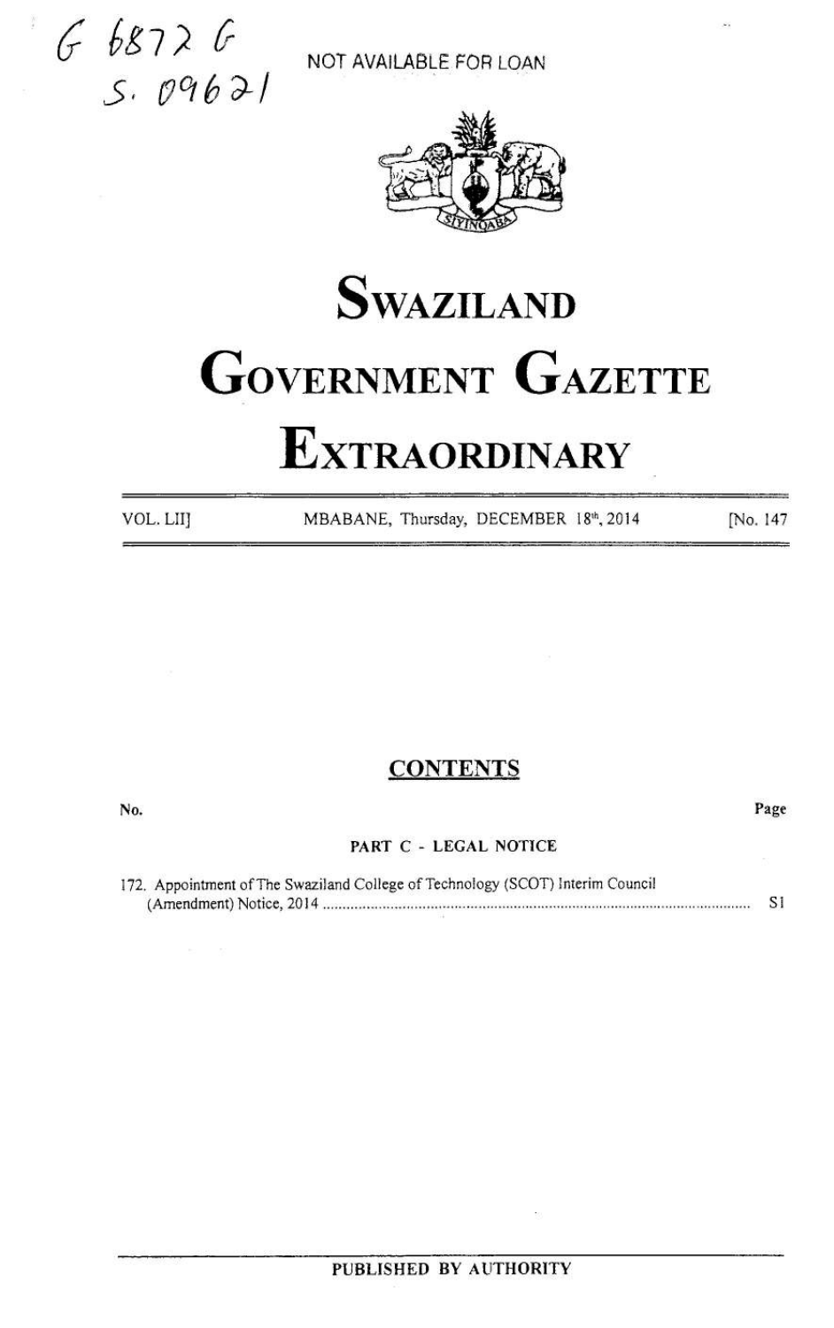G 6872 G
S. 09621

NOT AVAILABLE FOR LOAN

# SWAZILAND

# GOVERNMENT GAZETTE

# EXTRAORDINARY

VOL. LII] MBABANE, Thursday, DECEMBER 18th, 2014 [No. 147

## CONTENTS

| No. | | Page |
|---|---|---|
| | PART C - LEGAL NOTICE | |
| 172. | Appointment of The Swaziland College of Technology (SCOT) Interim Council (Amendment) Notice, 2014 | S1 |

PUBLISHED BY AUTHORITY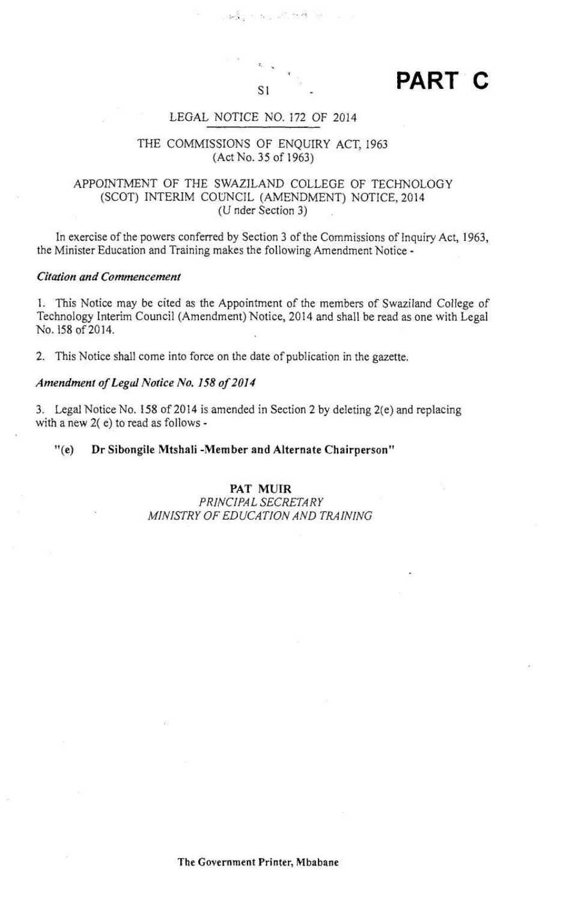# PART C

S1

LEGAL NOTICE NO. 172 OF 2014

THE COMMISSIONS OF ENQUIRY ACT, 1963
(Act No. 35 of 1963)

APPOINTMENT OF THE SWAZILAND COLLEGE OF TECHNOLOGY (SCOT) INTERIM COUNCIL (AMENDMENT) NOTICE, 2014
(U nder Section 3)

In exercise of the powers conferred by Section 3 of the Commissions of Inquiry Act, 1963, the Minister Education and Training makes the following Amendment Notice -

*Citation and Commencement*

1. This Notice may be cited as the Appointment of the members of Swaziland College of Technology Interim Council (Amendment) Notice, 2014 and shall be read as one with Legal No. 158 of 2014.

2. This Notice shall come into force on the date of publication in the gazette.

*Amendment of Legal Notice No. 158 of 2014*

3. Legal Notice No. 158 of 2014 is amended in Section 2 by deleting 2(e) and replacing with a new 2( e) to read as follows -

"(e) **Dr Sibongile Mtshali -Member and Alternate Chairperson**"

**PAT MUIR**
*PRINCIPAL SECRETARY*
*MINISTRY OF EDUCATION AND TRAINING*

The Government Printer, Mbabane